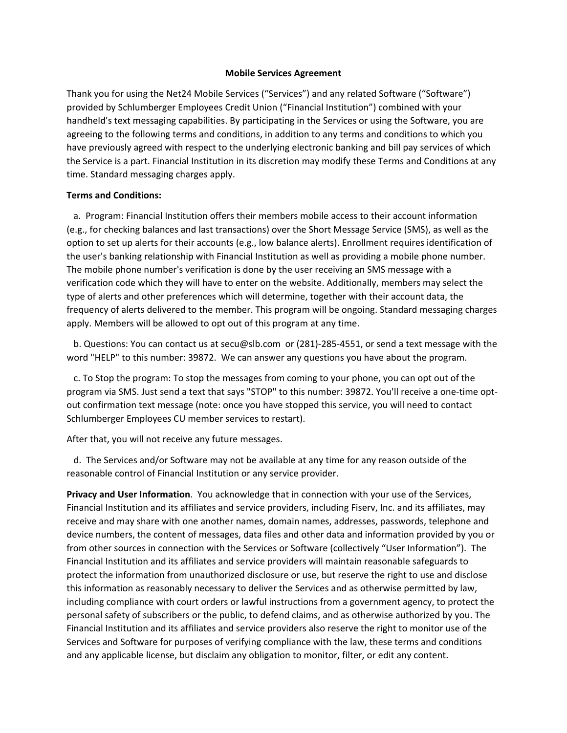# Mobile Services Agreement

Thank you for using the Net24 Mobile Services ("Services") and any related Software ("Software") provided by Schlumberger Employees Credit Union ("Financial Institution") combined with your handheld's text messaging capabilities. By participating in the Services or using the Software, you are agreeing to the following terms and conditions, in addition to any terms and conditions to which you have previously agreed with respect to the underlying electronic banking and bill pay services of which the Service is a part. Financial Institution in its discretion may modify these Terms and Conditions at any time. Standard messaging charges apply.

**Terms and Conditions:**

a. Program: Financial Institution offers their members mobile access to their account information (e.g., for checking balances and last transactions) over the Short Message Service (SMS), as well as the option to set up alerts for their accounts (e.g., low balance alerts). Enrollment requires identification of the user's banking relationship with Financial Institution as well as providing a mobile phone number. The mobile phone number's verification is done by the user receiving an SMS message with a verification code which they will have to enter on the website. Additionally, members may select the type of alerts and other preferences which will determine, together with their account data, the frequency of alerts delivered to the member. This program will be ongoing. Standard messaging charges apply. Members will be allowed to opt out of this program at any time.

b. Questions: You can contact us at secu@slb.com or (281)-285-4551, or send a text message with the word "HELP" to this number: 39872. We can answer any questions you have about the program.

c. To Stop the program: To stop the messages from coming to your phone, you can opt out of the program via SMS. Just send a text that says "STOP" to this number: 39872. You'll receive a one-time opt-out confirmation text message (note: once you have stopped this service, you will need to contact Schlumberger Employees CU member services to restart).

After that, you will not receive any future messages.

d. The Services and/or Software may not be available at any time for any reason outside of the reasonable control of Financial Institution or any service provider.

**Privacy and User Information**. You acknowledge that in connection with your use of the Services, Financial Institution and its affiliates and service providers, including Fiserv, Inc. and its affiliates, may receive and may share with one another names, domain names, addresses, passwords, telephone and device numbers, the content of messages, data files and other data and information provided by you or from other sources in connection with the Services or Software (collectively "User Information"). The Financial Institution and its affiliates and service providers will maintain reasonable safeguards to protect the information from unauthorized disclosure or use, but reserve the right to use and disclose this information as reasonably necessary to deliver the Services and as otherwise permitted by law, including compliance with court orders or lawful instructions from a government agency, to protect the personal safety of subscribers or the public, to defend claims, and as otherwise authorized by you. The Financial Institution and its affiliates and service providers also reserve the right to monitor use of the Services and Software for purposes of verifying compliance with the law, these terms and conditions and any applicable license, but disclaim any obligation to monitor, filter, or edit any content.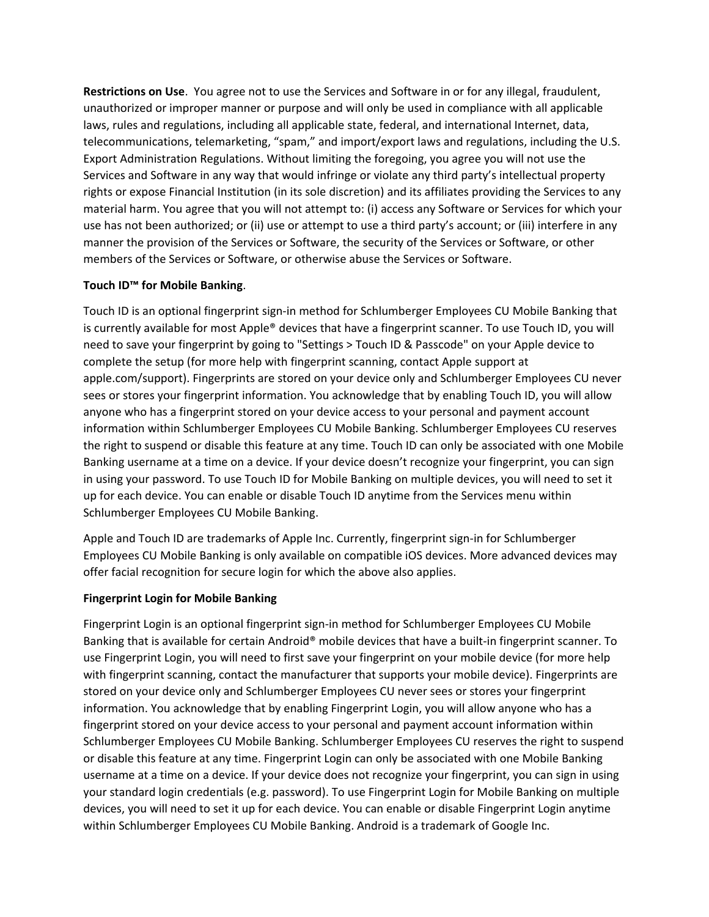**Restrictions on Use**. You agree not to use the Services and Software in or for any illegal, fraudulent, unauthorized or improper manner or purpose and will only be used in compliance with all applicable laws, rules and regulations, including all applicable state, federal, and international Internet, data, telecommunications, telemarketing, "spam," and import/export laws and regulations, including the U.S. Export Administration Regulations. Without limiting the foregoing, you agree you will not use the Services and Software in any way that would infringe or violate any third party's intellectual property rights or expose Financial Institution (in its sole discretion) and its affiliates providing the Services to any material harm. You agree that you will not attempt to: (i) access any Software or Services for which your use has not been authorized; or (ii) use or attempt to use a third party's account; or (iii) interfere in any manner the provision of the Services or Software, the security of the Services or Software, or other members of the Services or Software, or otherwise abuse the Services or Software.

**Touch ID™ for Mobile Banking**.

Touch ID is an optional fingerprint sign-in method for Schlumberger Employees CU Mobile Banking that is currently available for most Apple® devices that have a fingerprint scanner. To use Touch ID, you will need to save your fingerprint by going to "Settings > Touch ID & Passcode" on your Apple device to complete the setup (for more help with fingerprint scanning, contact Apple support at apple.com/support). Fingerprints are stored on your device only and Schlumberger Employees CU never sees or stores your fingerprint information. You acknowledge that by enabling Touch ID, you will allow anyone who has a fingerprint stored on your device access to your personal and payment account information within Schlumberger Employees CU Mobile Banking. Schlumberger Employees CU reserves the right to suspend or disable this feature at any time. Touch ID can only be associated with one Mobile Banking username at a time on a device. If your device doesn't recognize your fingerprint, you can sign in using your password. To use Touch ID for Mobile Banking on multiple devices, you will need to set it up for each device. You can enable or disable Touch ID anytime from the Services menu within Schlumberger Employees CU Mobile Banking.

Apple and Touch ID are trademarks of Apple Inc. Currently, fingerprint sign-in for Schlumberger Employees CU Mobile Banking is only available on compatible iOS devices. More advanced devices may offer facial recognition for secure login for which the above also applies.

**Fingerprint Login for Mobile Banking**

Fingerprint Login is an optional fingerprint sign-in method for Schlumberger Employees CU Mobile Banking that is available for certain Android® mobile devices that have a built-in fingerprint scanner. To use Fingerprint Login, you will need to first save your fingerprint on your mobile device (for more help with fingerprint scanning, contact the manufacturer that supports your mobile device). Fingerprints are stored on your device only and Schlumberger Employees CU never sees or stores your fingerprint information. You acknowledge that by enabling Fingerprint Login, you will allow anyone who has a fingerprint stored on your device access to your personal and payment account information within Schlumberger Employees CU Mobile Banking. Schlumberger Employees CU reserves the right to suspend or disable this feature at any time. Fingerprint Login can only be associated with one Mobile Banking username at a time on a device. If your device does not recognize your fingerprint, you can sign in using your standard login credentials (e.g. password). To use Fingerprint Login for Mobile Banking on multiple devices, you will need to set it up for each device. You can enable or disable Fingerprint Login anytime within Schlumberger Employees CU Mobile Banking. Android is a trademark of Google Inc.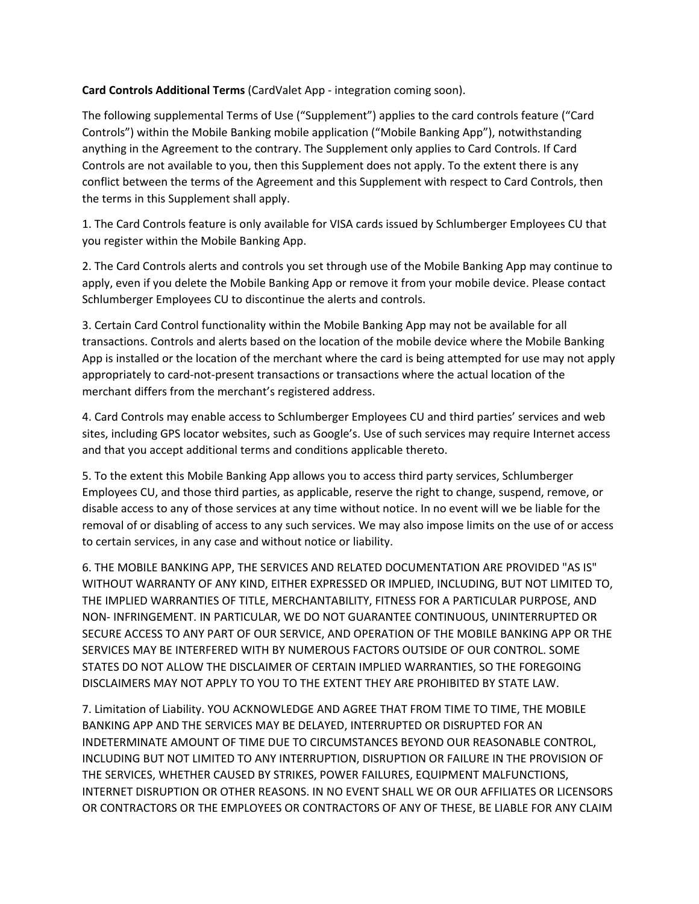**Card Controls Additional Terms** (CardValet App - integration coming soon).

The following supplemental Terms of Use ("Supplement") applies to the card controls feature ("Card Controls") within the Mobile Banking mobile application ("Mobile Banking App"), notwithstanding anything in the Agreement to the contrary. The Supplement only applies to Card Controls. If Card Controls are not available to you, then this Supplement does not apply. To the extent there is any conflict between the terms of the Agreement and this Supplement with respect to Card Controls, then the terms in this Supplement shall apply.

1. The Card Controls feature is only available for VISA cards issued by Schlumberger Employees CU that you register within the Mobile Banking App.

2. The Card Controls alerts and controls you set through use of the Mobile Banking App may continue to apply, even if you delete the Mobile Banking App or remove it from your mobile device. Please contact Schlumberger Employees CU to discontinue the alerts and controls.

3. Certain Card Control functionality within the Mobile Banking App may not be available for all transactions. Controls and alerts based on the location of the mobile device where the Mobile Banking App is installed or the location of the merchant where the card is being attempted for use may not apply appropriately to card-not-present transactions or transactions where the actual location of the merchant differs from the merchant's registered address.

4. Card Controls may enable access to Schlumberger Employees CU and third parties' services and web sites, including GPS locator websites, such as Google's. Use of such services may require Internet access and that you accept additional terms and conditions applicable thereto.

5. To the extent this Mobile Banking App allows you to access third party services, Schlumberger Employees CU, and those third parties, as applicable, reserve the right to change, suspend, remove, or disable access to any of those services at any time without notice. In no event will we be liable for the removal of or disabling of access to any such services. We may also impose limits on the use of or access to certain services, in any case and without notice or liability.

6. THE MOBILE BANKING APP, THE SERVICES AND RELATED DOCUMENTATION ARE PROVIDED "AS IS" WITHOUT WARRANTY OF ANY KIND, EITHER EXPRESSED OR IMPLIED, INCLUDING, BUT NOT LIMITED TO, THE IMPLIED WARRANTIES OF TITLE, MERCHANTABILITY, FITNESS FOR A PARTICULAR PURPOSE, AND NON- INFRINGEMENT. IN PARTICULAR, WE DO NOT GUARANTEE CONTINUOUS, UNINTERRUPTED OR SECURE ACCESS TO ANY PART OF OUR SERVICE, AND OPERATION OF THE MOBILE BANKING APP OR THE SERVICES MAY BE INTERFERED WITH BY NUMEROUS FACTORS OUTSIDE OF OUR CONTROL. SOME STATES DO NOT ALLOW THE DISCLAIMER OF CERTAIN IMPLIED WARRANTIES, SO THE FOREGOING DISCLAIMERS MAY NOT APPLY TO YOU TO THE EXTENT THEY ARE PROHIBITED BY STATE LAW.

7. Limitation of Liability. YOU ACKNOWLEDGE AND AGREE THAT FROM TIME TO TIME, THE MOBILE BANKING APP AND THE SERVICES MAY BE DELAYED, INTERRUPTED OR DISRUPTED FOR AN INDETERMINATE AMOUNT OF TIME DUE TO CIRCUMSTANCES BEYOND OUR REASONABLE CONTROL, INCLUDING BUT NOT LIMITED TO ANY INTERRUPTION, DISRUPTION OR FAILURE IN THE PROVISION OF THE SERVICES, WHETHER CAUSED BY STRIKES, POWER FAILURES, EQUIPMENT MALFUNCTIONS, INTERNET DISRUPTION OR OTHER REASONS. IN NO EVENT SHALL WE OR OUR AFFILIATES OR LICENSORS OR CONTRACTORS OR THE EMPLOYEES OR CONTRACTORS OF ANY OF THESE, BE LIABLE FOR ANY CLAIM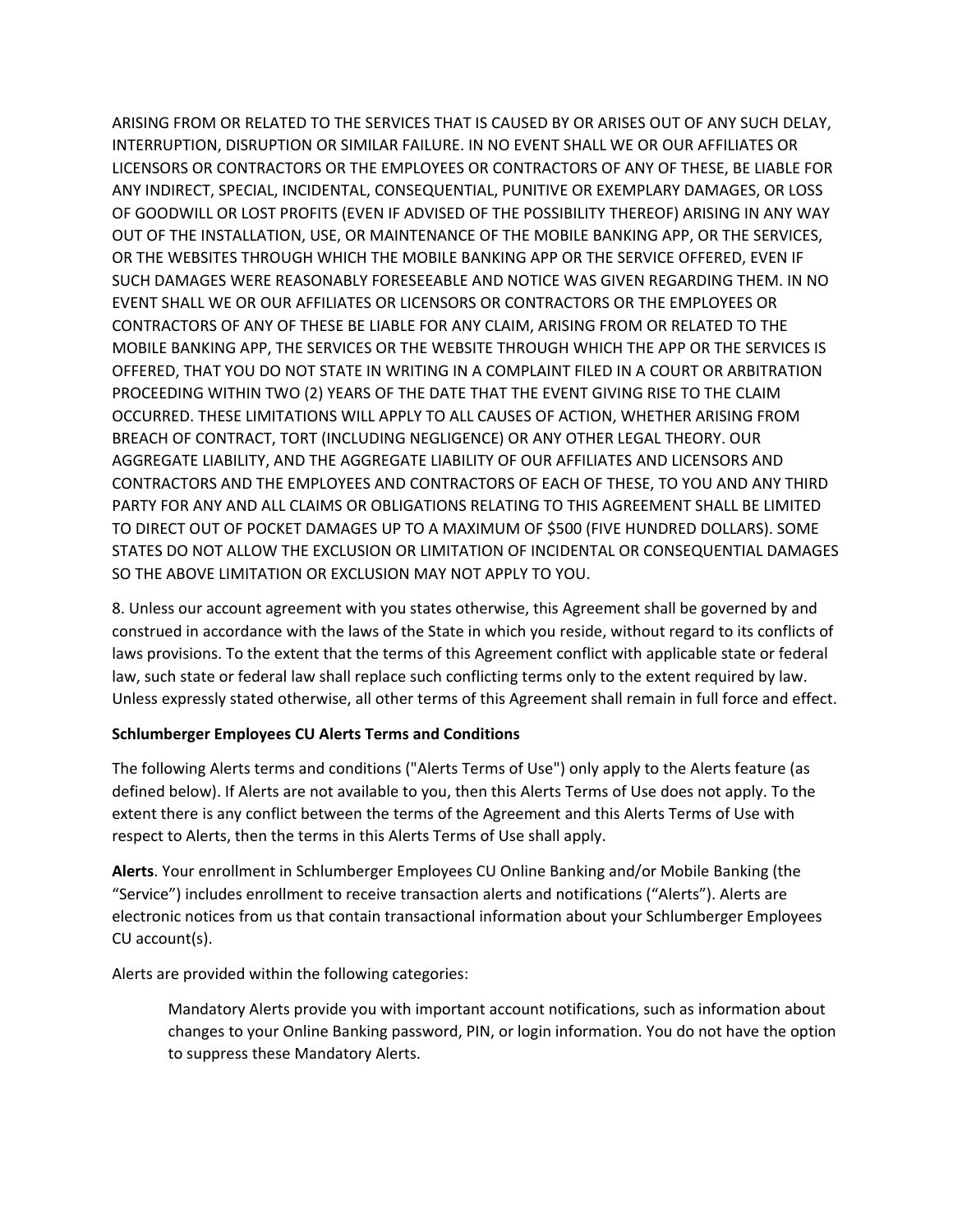ARISING FROM OR RELATED TO THE SERVICES THAT IS CAUSED BY OR ARISES OUT OF ANY SUCH DELAY, INTERRUPTION, DISRUPTION OR SIMILAR FAILURE. IN NO EVENT SHALL WE OR OUR AFFILIATES OR LICENSORS OR CONTRACTORS OR THE EMPLOYEES OR CONTRACTORS OF ANY OF THESE, BE LIABLE FOR ANY INDIRECT, SPECIAL, INCIDENTAL, CONSEQUENTIAL, PUNITIVE OR EXEMPLARY DAMAGES, OR LOSS OF GOODWILL OR LOST PROFITS (EVEN IF ADVISED OF THE POSSIBILITY THEREOF) ARISING IN ANY WAY OUT OF THE INSTALLATION, USE, OR MAINTENANCE OF THE MOBILE BANKING APP, OR THE SERVICES, OR THE WEBSITES THROUGH WHICH THE MOBILE BANKING APP OR THE SERVICE OFFERED, EVEN IF SUCH DAMAGES WERE REASONABLY FORESEEABLE AND NOTICE WAS GIVEN REGARDING THEM. IN NO EVENT SHALL WE OR OUR AFFILIATES OR LICENSORS OR CONTRACTORS OR THE EMPLOYEES OR CONTRACTORS OF ANY OF THESE BE LIABLE FOR ANY CLAIM, ARISING FROM OR RELATED TO THE MOBILE BANKING APP, THE SERVICES OR THE WEBSITE THROUGH WHICH THE APP OR THE SERVICES IS OFFERED, THAT YOU DO NOT STATE IN WRITING IN A COMPLAINT FILED IN A COURT OR ARBITRATION PROCEEDING WITHIN TWO (2) YEARS OF THE DATE THAT THE EVENT GIVING RISE TO THE CLAIM OCCURRED. THESE LIMITATIONS WILL APPLY TO ALL CAUSES OF ACTION, WHETHER ARISING FROM BREACH OF CONTRACT, TORT (INCLUDING NEGLIGENCE) OR ANY OTHER LEGAL THEORY. OUR AGGREGATE LIABILITY, AND THE AGGREGATE LIABILITY OF OUR AFFILIATES AND LICENSORS AND CONTRACTORS AND THE EMPLOYEES AND CONTRACTORS OF EACH OF THESE, TO YOU AND ANY THIRD PARTY FOR ANY AND ALL CLAIMS OR OBLIGATIONS RELATING TO THIS AGREEMENT SHALL BE LIMITED TO DIRECT OUT OF POCKET DAMAGES UP TO A MAXIMUM OF $500 (FIVE HUNDRED DOLLARS). SOME STATES DO NOT ALLOW THE EXCLUSION OR LIMITATION OF INCIDENTAL OR CONSEQUENTIAL DAMAGES SO THE ABOVE LIMITATION OR EXCLUSION MAY NOT APPLY TO YOU.

8. Unless our account agreement with you states otherwise, this Agreement shall be governed by and construed in accordance with the laws of the State in which you reside, without regard to its conflicts of laws provisions. To the extent that the terms of this Agreement conflict with applicable state or federal law, such state or federal law shall replace such conflicting terms only to the extent required by law. Unless expressly stated otherwise, all other terms of this Agreement shall remain in full force and effect.

**Schlumberger Employees CU Alerts Terms and Conditions**

The following Alerts terms and conditions ("Alerts Terms of Use") only apply to the Alerts feature (as defined below). If Alerts are not available to you, then this Alerts Terms of Use does not apply. To the extent there is any conflict between the terms of the Agreement and this Alerts Terms of Use with respect to Alerts, then the terms in this Alerts Terms of Use shall apply.

**Alerts**. Your enrollment in Schlumberger Employees CU Online Banking and/or Mobile Banking (the "Service") includes enrollment to receive transaction alerts and notifications ("Alerts"). Alerts are electronic notices from us that contain transactional information about your Schlumberger Employees CU account(s).

Alerts are provided within the following categories:

> Mandatory Alerts provide you with important account notifications, such as information about changes to your Online Banking password, PIN, or login information. You do not have the option to suppress these Mandatory Alerts.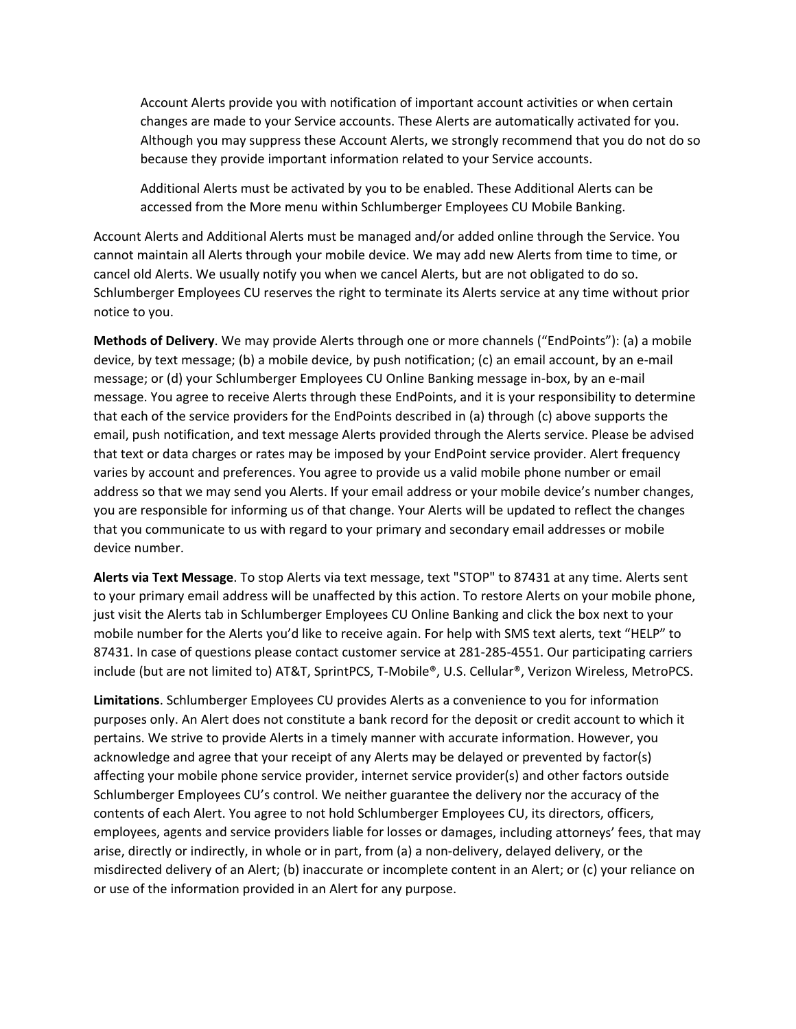Account Alerts provide you with notification of important account activities or when certain changes are made to your Service accounts. These Alerts are automatically activated for you. Although you may suppress these Account Alerts, we strongly recommend that you do not do so because they provide important information related to your Service accounts.

Additional Alerts must be activated by you to be enabled. These Additional Alerts can be accessed from the More menu within Schlumberger Employees CU Mobile Banking.

Account Alerts and Additional Alerts must be managed and/or added online through the Service. You cannot maintain all Alerts through your mobile device. We may add new Alerts from time to time, or cancel old Alerts. We usually notify you when we cancel Alerts, but are not obligated to do so. Schlumberger Employees CU reserves the right to terminate its Alerts service at any time without prior notice to you.

**Methods of Delivery**. We may provide Alerts through one or more channels ("EndPoints"): (a) a mobile device, by text message; (b) a mobile device, by push notification; (c) an email account, by an e-mail message; or (d) your Schlumberger Employees CU Online Banking message in-box, by an e-mail message. You agree to receive Alerts through these EndPoints, and it is your responsibility to determine that each of the service providers for the EndPoints described in (a) through (c) above supports the email, push notification, and text message Alerts provided through the Alerts service. Please be advised that text or data charges or rates may be imposed by your EndPoint service provider. Alert frequency varies by account and preferences. You agree to provide us a valid mobile phone number or email address so that we may send you Alerts. If your email address or your mobile device's number changes, you are responsible for informing us of that change. Your Alerts will be updated to reflect the changes that you communicate to us with regard to your primary and secondary email addresses or mobile device number.

**Alerts via Text Message**. To stop Alerts via text message, text "STOP" to 87431 at any time. Alerts sent to your primary email address will be unaffected by this action. To restore Alerts on your mobile phone, just visit the Alerts tab in Schlumberger Employees CU Online Banking and click the box next to your mobile number for the Alerts you'd like to receive again. For help with SMS text alerts, text "HELP" to 87431. In case of questions please contact customer service at 281-285-4551. Our participating carriers include (but are not limited to) AT&T, SprintPCS, T-Mobile®, U.S. Cellular®, Verizon Wireless, MetroPCS.

**Limitations**. Schlumberger Employees CU provides Alerts as a convenience to you for information purposes only. An Alert does not constitute a bank record for the deposit or credit account to which it pertains. We strive to provide Alerts in a timely manner with accurate information. However, you acknowledge and agree that your receipt of any Alerts may be delayed or prevented by factor(s) affecting your mobile phone service provider, internet service provider(s) and other factors outside Schlumberger Employees CU's control. We neither guarantee the delivery nor the accuracy of the contents of each Alert. You agree to not hold Schlumberger Employees CU, its directors, officers, employees, agents and service providers liable for losses or damages, including attorneys' fees, that may arise, directly or indirectly, in whole or in part, from (a) a non-delivery, delayed delivery, or the misdirected delivery of an Alert; (b) inaccurate or incomplete content in an Alert; or (c) your reliance on or use of the information provided in an Alert for any purpose.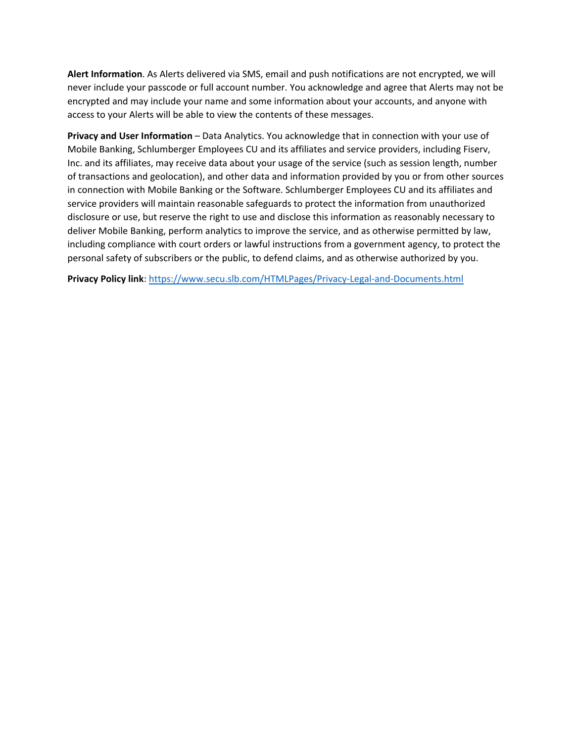**Alert Information**. As Alerts delivered via SMS, email and push notifications are not encrypted, we will never include your passcode or full account number. You acknowledge and agree that Alerts may not be encrypted and may include your name and some information about your accounts, and anyone with access to your Alerts will be able to view the contents of these messages.

**Privacy and User Information** – Data Analytics. You acknowledge that in connection with your use of Mobile Banking, Schlumberger Employees CU and its affiliates and service providers, including Fiserv, Inc. and its affiliates, may receive data about your usage of the service (such as session length, number of transactions and geolocation), and other data and information provided by you or from other sources in connection with Mobile Banking or the Software. Schlumberger Employees CU and its affiliates and service providers will maintain reasonable safeguards to protect the information from unauthorized disclosure or use, but reserve the right to use and disclose this information as reasonably necessary to deliver Mobile Banking, perform analytics to improve the service, and as otherwise permitted by law, including compliance with court orders or lawful instructions from a government agency, to protect the personal safety of subscribers or the public, to defend claims, and as otherwise authorized by you.

**Privacy Policy link**: https://www.secu.slb.com/HTMLPages/Privacy-Legal-and-Documents.html